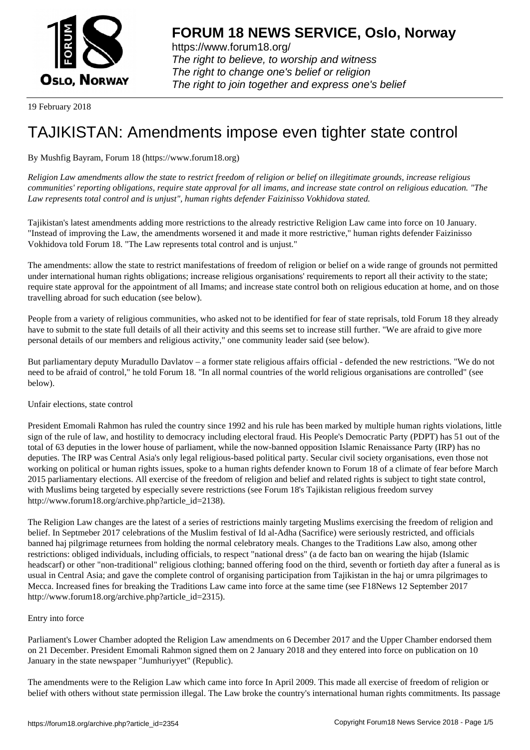**FORUM 18 NEWS SERVICE, Oslo, Norway**

https://www.forum18.org/
*The right to believe, to worship and witness*
*The right to change one's belief or religion*
*The right to join together and express one's belief*

19 February 2018

# TAJIKISTAN: Amendments impose even tighter state control

By Mushfig Bayram, Forum 18 (https://www.forum18.org)

*Religion Law amendments allow the state to restrict freedom of religion or belief on illegitimate grounds, increase religious communities' reporting obligations, require state approval for all imams, and increase state control on religious education. "The Law represents total control and is unjust", human rights defender Faizinisso Vokhidova stated.*

Tajikistan's latest amendments adding more restrictions to the already restrictive Religion Law came into force on 10 January. "Instead of improving the Law, the amendments worsened it and made it more restrictive," human rights defender Faizinisso Vokhidova told Forum 18. "The Law represents total control and is unjust."

The amendments: allow the state to restrict manifestations of freedom of religion or belief on a wide range of grounds not permitted under international human rights obligations; increase religious organisations' requirements to report all their activity to the state; require state approval for the appointment of all Imams; and increase state control both on religious education at home, and on those travelling abroad for such education (see below).

People from a variety of religious communities, who asked not to be identified for fear of state reprisals, told Forum 18 they already have to submit to the state full details of all their activity and this seems set to increase still further. "We are afraid to give more personal details of our members and religious activity," one community leader said (see below).

But parliamentary deputy Muradullo Davlatov – a former state religious affairs official - defended the new restrictions. "We do not need to be afraid of control," he told Forum 18. "In all normal countries of the world religious organisations are controlled" (see below).

Unfair elections, state control

President Emomali Rahmon has ruled the country since 1992 and his rule has been marked by multiple human rights violations, little sign of the rule of law, and hostility to democracy including electoral fraud. His People's Democratic Party (PDPT) has 51 out of the total of 63 deputies in the lower house of parliament, while the now-banned opposition Islamic Renaissance Party (IRP) has no deputies. The IRP was Central Asia's only legal religious-based political party. Secular civil society organisations, even those not working on political or human rights issues, spoke to a human rights defender known to Forum 18 of a climate of fear before March 2015 parliamentary elections. All exercise of the freedom of religion and belief and related rights is subject to tight state control, with Muslims being targeted by especially severe restrictions (see Forum 18's Tajikistan religious freedom survey http://www.forum18.org/archive.php?article_id=2138).

The Religion Law changes are the latest of a series of restrictions mainly targeting Muslims exercising the freedom of religion and belief. In Septmeber 2017 celebrations of the Muslim festival of Id al-Adha (Sacrifice) were seriously restricted, and officials banned haj pilgrimage returnees from holding the normal celebratory meals. Changes to the Traditions Law also, among other restrictions: obliged individuals, including officials, to respect "national dress" (a de facto ban on wearing the hijab (Islamic headscarf) or other "non-traditional" religious clothing; banned offering food on the third, seventh or fortieth day after a funeral as is usual in Central Asia; and gave the complete control of organising participation from Tajikistan in the haj or umra pilgrimages to Mecca. Increased fines for breaking the Traditions Law came into force at the same time (see F18News 12 September 2017 http://www.forum18.org/archive.php?article_id=2315).

Entry into force

Parliament's Lower Chamber adopted the Religion Law amendments on 6 December 2017 and the Upper Chamber endorsed them on 21 December. President Emomali Rahmon signed them on 2 January 2018 and they entered into force on publication on 10 January in the state newspaper "Jumhuriyyet" (Republic).

The amendments were to the Religion Law which came into force In April 2009. This made all exercise of freedom of religion or belief with others without state permission illegal. The Law broke the country's international human rights commitments. Its passage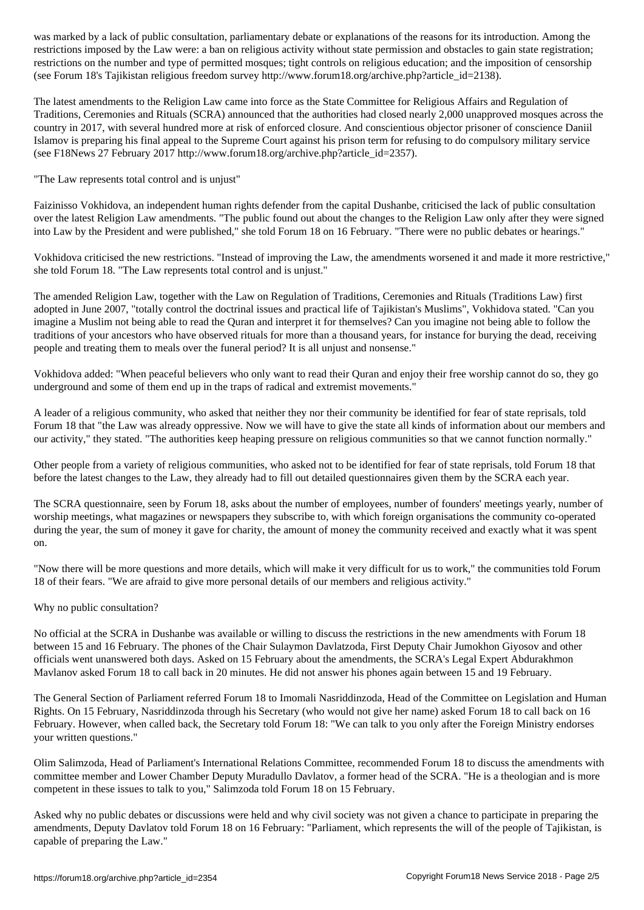was marked by a lack of public consultation, parliamentary debate or explanations of the reasons for its introduction. Among the restrictions imposed by the Law were: a ban on religious activity without state permission and obstacles to gain state registration; restrictions on the number and type of permitted mosques; tight controls on religious education; and the imposition of censorship (see Forum 18's Tajikistan religious freedom survey http://www.forum18.org/archive.php?article_id=2138).

The latest amendments to the Religion Law came into force as the State Committee for Religious Affairs and Regulation of Traditions, Ceremonies and Rituals (SCRA) announced that the authorities had closed nearly 2,000 unapproved mosques across the country in 2017, with several hundred more at risk of enforced closure. And conscientious objector prisoner of conscience Daniil Islamov is preparing his final appeal to the Supreme Court against his prison term for refusing to do compulsory military service (see F18News 27 February 2017 http://www.forum18.org/archive.php?article_id=2357).

"The Law represents total control and is unjust"

Faizinisso Vokhidova, an independent human rights defender from the capital Dushanbe, criticised the lack of public consultation over the latest Religion Law amendments. "The public found out about the changes to the Religion Law only after they were signed into Law by the President and were published," she told Forum 18 on 16 February. "There were no public debates or hearings."

Vokhidova criticised the new restrictions. "Instead of improving the Law, the amendments worsened it and made it more restrictive," she told Forum 18. "The Law represents total control and is unjust."

The amended Religion Law, together with the Law on Regulation of Traditions, Ceremonies and Rituals (Traditions Law) first adopted in June 2007, "totally control the doctrinal issues and practical life of Tajikistan's Muslims", Vokhidova stated. "Can you imagine a Muslim not being able to read the Quran and interpret it for themselves? Can you imagine not being able to follow the traditions of your ancestors who have observed rituals for more than a thousand years, for instance for burying the dead, receiving people and treating them to meals over the funeral period? It is all unjust and nonsense."

Vokhidova added: "When peaceful believers who only want to read their Quran and enjoy their free worship cannot do so, they go underground and some of them end up in the traps of radical and extremist movements."

A leader of a religious community, who asked that neither they nor their community be identified for fear of state reprisals, told Forum 18 that "the Law was already oppressive. Now we will have to give the state all kinds of information about our members and our activity," they stated. "The authorities keep heaping pressure on religious communities so that we cannot function normally."

Other people from a variety of religious communities, who asked not to be identified for fear of state reprisals, told Forum 18 that before the latest changes to the Law, they already had to fill out detailed questionnaires given them by the SCRA each year.

The SCRA questionnaire, seen by Forum 18, asks about the number of employees, number of founders' meetings yearly, number of worship meetings, what magazines or newspapers they subscribe to, with which foreign organisations the community co-operated during the year, the sum of money it gave for charity, the amount of money the community received and exactly what it was spent on.

"Now there will be more questions and more details, which will make it very difficult for us to work," the communities told Forum 18 of their fears. "We are afraid to give more personal details of our members and religious activity."

Why no public consultation?

No official at the SCRA in Dushanbe was available or willing to discuss the restrictions in the new amendments with Forum 18 between 15 and 16 February. The phones of the Chair Sulaymon Davlatzoda, First Deputy Chair Jumokhon Giyosov and other officials went unanswered both days. Asked on 15 February about the amendments, the SCRA's Legal Expert Abdurakhmon Mavlanov asked Forum 18 to call back in 20 minutes. He did not answer his phones again between 15 and 19 February.

The General Section of Parliament referred Forum 18 to Imomali Nasriddinzoda, Head of the Committee on Legislation and Human Rights. On 15 February, Nasriddinzoda through his Secretary (who would not give her name) asked Forum 18 to call back on 16 February. However, when called back, the Secretary told Forum 18: "We can talk to you only after the Foreign Ministry endorses your written questions."

Olim Salimzoda, Head of Parliament's International Relations Committee, recommended Forum 18 to discuss the amendments with committee member and Lower Chamber Deputy Muradullo Davlatov, a former head of the SCRA. "He is a theologian and is more competent in these issues to talk to you," Salimzoda told Forum 18 on 15 February.

Asked why no public debates or discussions were held and why civil society was not given a chance to participate in preparing the amendments, Deputy Davlatov told Forum 18 on 16 February: "Parliament, which represents the will of the people of Tajikistan, is capable of preparing the Law."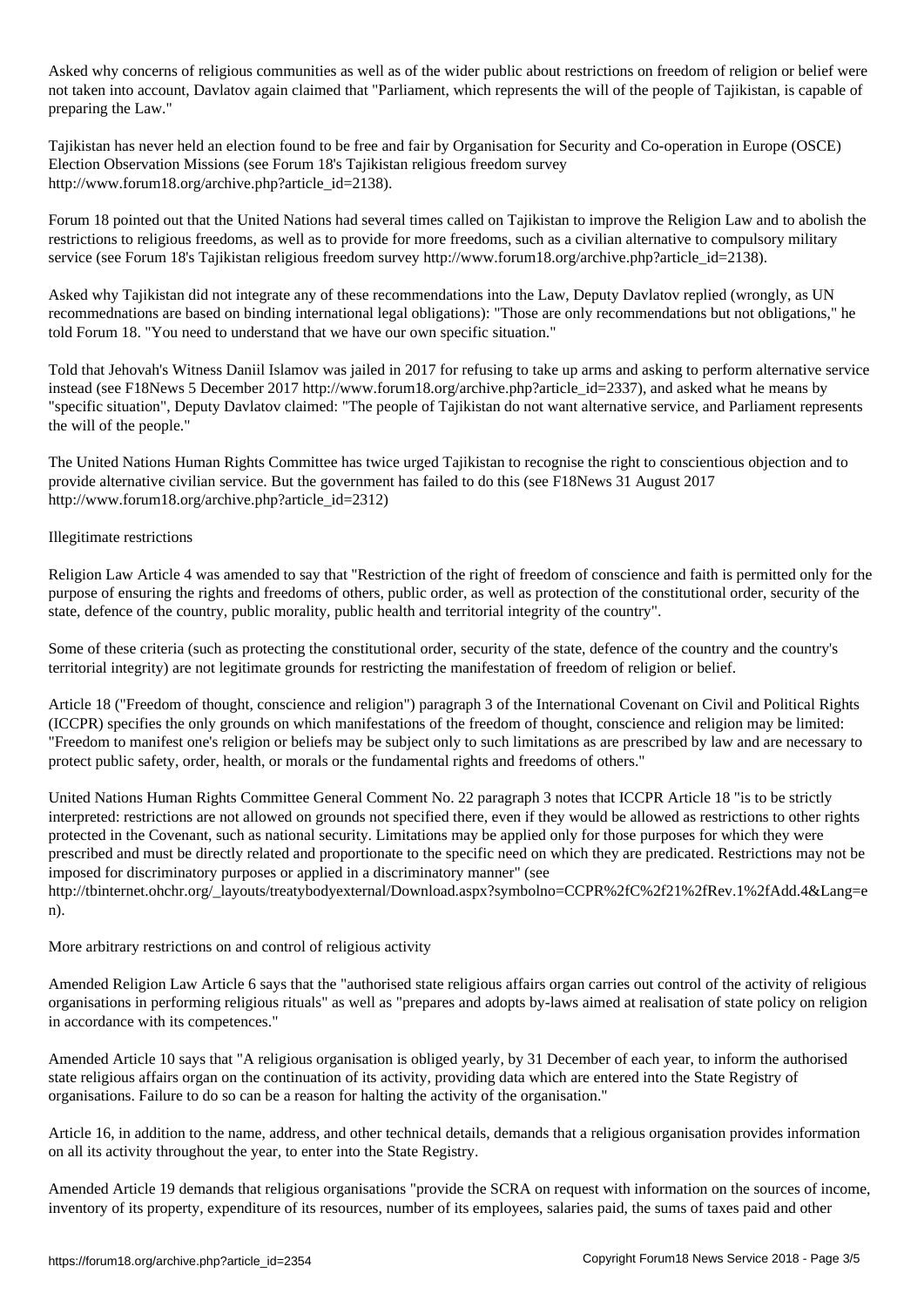Asked why concerns of religious communities as well as of the wider public about restrictions on freedom of religion or belief were not taken into account, Davlatov again claimed that "Parliament, which represents the will of the people of Tajikistan, is capable of preparing the Law."

Tajikistan has never held an election found to be free and fair by Organisation for Security and Co-operation in Europe (OSCE) Election Observation Missions (see Forum 18's Tajikistan religious freedom survey http://www.forum18.org/archive.php?article_id=2138).

Forum 18 pointed out that the United Nations had several times called on Tajikistan to improve the Religion Law and to abolish the restrictions to religious freedoms, as well as to provide for more freedoms, such as a civilian alternative to compulsory military service (see Forum 18's Tajikistan religious freedom survey http://www.forum18.org/archive.php?article_id=2138).

Asked why Tajikistan did not integrate any of these recommendations into the Law, Deputy Davlatov replied (wrongly, as UN recommednations are based on binding international legal obligations): "Those are only recommendations but not obligations," he told Forum 18. "You need to understand that we have our own specific situation."

Told that Jehovah's Witness Daniil Islamov was jailed in 2017 for refusing to take up arms and asking to perform alternative service instead (see F18News 5 December 2017 http://www.forum18.org/archive.php?article_id=2337), and asked what he means by "specific situation", Deputy Davlatov claimed: "The people of Tajikistan do not want alternative service, and Parliament represents the will of the people."

The United Nations Human Rights Committee has twice urged Tajikistan to recognise the right to conscientious objection and to provide alternative civilian service. But the government has failed to do this (see F18News 31 August 2017 http://www.forum18.org/archive.php?article_id=2312)

Illegitimate restrictions

Religion Law Article 4 was amended to say that "Restriction of the right of freedom of conscience and faith is permitted only for the purpose of ensuring the rights and freedoms of others, public order, as well as protection of the constitutional order, security of the state, defence of the country, public morality, public health and territorial integrity of the country".

Some of these criteria (such as protecting the constitutional order, security of the state, defence of the country and the country's territorial integrity) are not legitimate grounds for restricting the manifestation of freedom of religion or belief.

Article 18 ("Freedom of thought, conscience and religion") paragraph 3 of the International Covenant on Civil and Political Rights (ICCPR) specifies the only grounds on which manifestations of the freedom of thought, conscience and religion may be limited: "Freedom to manifest one's religion or beliefs may be subject only to such limitations as are prescribed by law and are necessary to protect public safety, order, health, or morals or the fundamental rights and freedoms of others."

United Nations Human Rights Committee General Comment No. 22 paragraph 3 notes that ICCPR Article 18 "is to be strictly interpreted: restrictions are not allowed on grounds not specified there, even if they would be allowed as restrictions to other rights protected in the Covenant, such as national security. Limitations may be applied only for those purposes for which they were prescribed and must be directly related and proportionate to the specific need on which they are predicated. Restrictions may not be imposed for discriminatory purposes or applied in a discriminatory manner" (see http://tbinternet.ohchr.org/_layouts/treatybodyexternal/Download.aspx?symbolno=CCPR%2fC%2f21%2fRev.1%2fAdd.4&Lang=en).

More arbitrary restrictions on and control of religious activity

Amended Religion Law Article 6 says that the "authorised state religious affairs organ carries out control of the activity of religious organisations in performing religious rituals" as well as "prepares and adopts by-laws aimed at realisation of state policy on religion in accordance with its competences."

Amended Article 10 says that "A religious organisation is obliged yearly, by 31 December of each year, to inform the authorised state religious affairs organ on the continuation of its activity, providing data which are entered into the State Registry of organisations. Failure to do so can be a reason for halting the activity of the organisation."

Article 16, in addition to the name, address, and other technical details, demands that a religious organisation provides information on all its activity throughout the year, to enter into the State Registry.

Amended Article 19 demands that religious organisations "provide the SCRA on request with information on the sources of income, inventory of its property, expenditure of its resources, number of its employees, salaries paid, the sums of taxes paid and other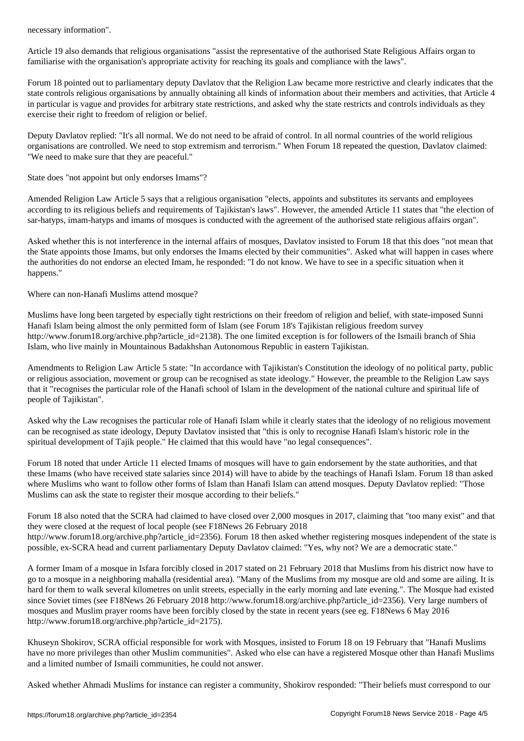necessary information".

Article 19 also demands that religious organisations "assist the representative of the authorised State Religious Affairs organ to familiarise with the organisation's appropriate activity for reaching its goals and compliance with the laws".

Forum 18 pointed out to parliamentary deputy Davlatov that the Religion Law became more restrictive and clearly indicates that the state controls religious organisations by annually obtaining all kinds of information about their members and activities, that Article 4 in particular is vague and provides for arbitrary state restrictions, and asked why the state restricts and controls individuals as they exercise their right to freedom of religion or belief.

Deputy Davlatov replied: "It's all normal. We do not need to be afraid of control. In all normal countries of the world religious organisations are controlled. We need to stop extremism and terrorism." When Forum 18 repeated the question, Davlatov claimed: "We need to make sure that they are peaceful."

## State does "not appoint but only endorses Imams"?

Amended Religion Law Article 5 says that a religious organisation "elects, appoints and substitutes its servants and employees according to its religious beliefs and requirements of Tajikistan's laws". However, the amended Article 11 states that "the election of sar-hatyps, imam-hatyps and imams of mosques is conducted with the agreement of the authorised state religious affairs organ".

Asked whether this is not interference in the internal affairs of mosques, Davlatov insisted to Forum 18 that this does "not mean that the State appoints those Imams, but only endorses the Imams elected by their communities". Asked what will happen in cases where the authorities do not endorse an elected Imam, he responded: "I do not know. We have to see in a specific situation when it happens."

## Where can non-Hanafi Muslims attend mosque?

Muslims have long been targeted by especially tight restrictions on their freedom of religion and belief, with state-imposed Sunni Hanafi Islam being almost the only permitted form of Islam (see Forum 18's Tajikistan religious freedom survey http://www.forum18.org/archive.php?article_id=2138). The one limited exception is for followers of the Ismaili branch of Shia Islam, who live mainly in Mountainous Badakhshan Autonomous Republic in eastern Tajikistan.

Amendments to Religion Law Article 5 state: "In accordance with Tajikistan's Constitution the ideology of no political party, public or religious association, movement or group can be recognised as state ideology." However, the preamble to the Religion Law says that it "recognises the particular role of the Hanafi school of Islam in the development of the national culture and spiritual life of people of Tajikistan".

Asked why the Law recognises the particular role of Hanafi Islam while it clearly states that the ideology of no religious movement can be recognised as state ideology, Deputy Davlatov insisted that "this is only to recognise Hanafi Islam's historic role in the spiritual development of Tajik people." He claimed that this would have "no legal consequences".

Forum 18 noted that under Article 11 elected Imams of mosques will have to gain endorsement by the state authorities, and that these Imams (who have received state salaries since 2014) will have to abide by the teachings of Hanafi Islam. Forum 18 than asked where Muslims who want to follow other forms of Islam than Hanafi Islam can attend mosques. Deputy Davlatov replied: "Those Muslims can ask the state to register their mosque according to their beliefs."

Forum 18 also noted that the SCRA had claimed to have closed over 2,000 mosques in 2017, claiming that "too many exist" and that they were closed at the request of local people (see F18News 26 February 2018 http://www.forum18.org/archive.php?article_id=2356). Forum 18 then asked whether registering mosques independent of the state is possible, ex-SCRA head and current parliamentary Deputy Davlatov claimed: "Yes, why not? We are a democratic state."

A former Imam of a mosque in Isfara forcibly closed in 2017 stated on 21 February 2018 that Muslims from his district now have to go to a mosque in a neighboring mahalla (residential area). "Many of the Muslims from my mosque are old and some are ailing. It is hard for them to walk several kilometres on unlit streets, especially in the early morning and late evening.". The Mosque had existed since Soviet times (see F18News 26 February 2018 http://www.forum18.org/archive.php?article_id=2356). Very large numbers of mosques and Muslim prayer rooms have been forcibly closed by the state in recent years (see eg. F18News 6 May 2016 http://www.forum18.org/archive.php?article_id=2175).

Khuseyn Shokirov, SCRA official responsible for work with Mosques, insisted to Forum 18 on 19 February that "Hanafi Muslims have no more privileges than other Muslim communities". Asked who else can have a registered Mosque other than Hanafi Muslims and a limited number of Ismaili communities, he could not answer.

Asked whether Ahmadi Muslims for instance can register a community, Shokirov responded: "Their beliefs must correspond to our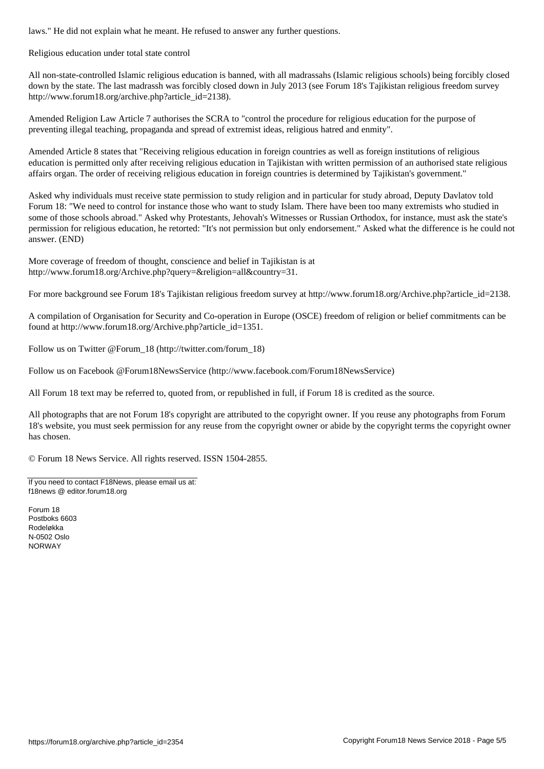laws." He did not explain what he meant. He refused to answer any further questions.

## Religious education under total state control

All non-state-controlled Islamic religious education is banned, with all madrassahs (Islamic religious schools) being forcibly closed down by the state. The last madrassh was forcibly closed down in July 2013 (see Forum 18's Tajikistan religious freedom survey http://www.forum18.org/archive.php?article_id=2138).

Amended Religion Law Article 7 authorises the SCRA to "control the procedure for religious education for the purpose of preventing illegal teaching, propaganda and spread of extremist ideas, religious hatred and enmity".

Amended Article 8 states that "Receiving religious education in foreign countries as well as foreign institutions of religious education is permitted only after receiving religious education in Tajikistan with written permission of an authorised state religious affairs organ. The order of receiving religious education in foreign countries is determined by Tajikistan's government."

Asked why individuals must receive state permission to study religion and in particular for study abroad, Deputy Davlatov told Forum 18: "We need to control for instance those who want to study Islam. There have been too many extremists who studied in some of those schools abroad." Asked why Protestants, Jehovah's Witnesses or Russian Orthodox, for instance, must ask the state's permission for religious education, he retorted: "It's not permission but only endorsement." Asked what the difference is he could not answer. (END)

More coverage of freedom of thought, conscience and belief in Tajikistan is at http://www.forum18.org/Archive.php?query=&religion=all&country=31.

For more background see Forum 18's Tajikistan religious freedom survey at http://www.forum18.org/Archive.php?article_id=2138.

A compilation of Organisation for Security and Co-operation in Europe (OSCE) freedom of religion or belief commitments can be found at http://www.forum18.org/Archive.php?article_id=1351.

Follow us on Twitter @Forum_18 (http://twitter.com/forum_18)

Follow us on Facebook @Forum18NewsService (http://www.facebook.com/Forum18NewsService)

All Forum 18 text may be referred to, quoted from, or republished in full, if Forum 18 is credited as the source.

All photographs that are not Forum 18's copyright are attributed to the copyright owner. If you reuse any photographs from Forum 18's website, you must seek permission for any reuse from the copyright owner or abide by the copyright terms the copyright owner has chosen.

© Forum 18 News Service. All rights reserved. ISSN 1504-2855.

If you need to contact F18News, please email us at:
f18news @ editor.forum18.org

Forum 18
Postboks 6603
Rodeløkka
N-0502 Oslo
NORWAY